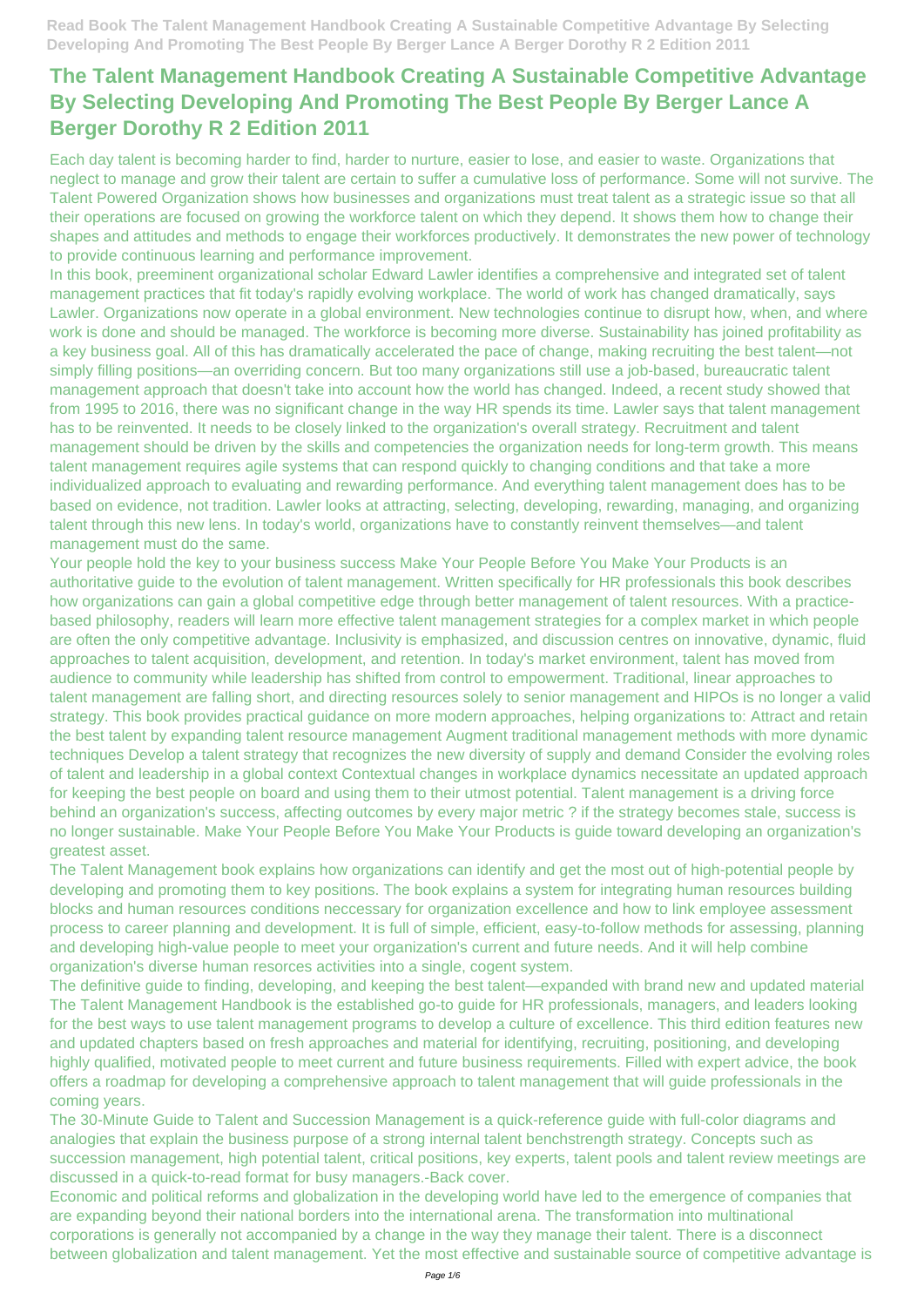# The Talent Management Handbook Creating A Sustainable Competitive Advantage By Selecting Developing And Promoting The Best People By Berger Lance A Berger Dorothy R 2 Edition 2011

Each day talent is becoming harder to find, harder to nurture, easier to lose, and easier to waste. Organizations that neglect to manage and grow their talent are certain to suffer a cumulative loss of performance. Some will not survive. The Talent Powered Organization shows how businesses and organizations must treat talent as a strategic issue so that all their operations are focused on growing the workforce talent on which they depend. It shows them how to change their shapes and attitudes and methods to engage their workforces productively. It demonstrates the new power of technology to provide continuous learning and performance improvement.

In this book, preeminent organizational scholar Edward Lawler identifies a comprehensive and integrated set of talent management practices that fit today's rapidly evolving workplace. The world of work has changed dramatically, says Lawler. Organizations now operate in a global environment. New technologies continue to disrupt how, when, and where work is done and should be managed. The workforce is becoming more diverse. Sustainability has joined profitability as a key business goal. All of this has dramatically accelerated the pace of change, making recruiting the best talent—not simply filling positions—an overriding concern. But too many organizations still use a job-based, bureaucratic talent management approach that doesn't take into account how the world has changed. Indeed, a recent study showed that from 1995 to 2016, there was no significant change in the way HR spends its time. Lawler says that talent management has to be reinvented. It needs to be closely linked to the organization's overall strategy. Recruitment and talent management should be driven by the skills and competencies the organization needs for long-term growth. This means talent management requires agile systems that can respond quickly to changing conditions and that take a more individualized approach to evaluating and rewarding performance. And everything talent management does has to be based on evidence, not tradition. Lawler looks at attracting, selecting, developing, rewarding, managing, and organizing talent through this new lens. In today's world, organizations have to constantly reinvent themselves—and talent management must do the same.

Your people hold the key to your business success Make Your People Before You Make Your Products is an authoritative guide to the evolution of talent management. Written specifically for HR professionals this book describes how organizations can gain a global competitive edge through better management of talent resources. With a practice-based philosophy, readers will learn more effective talent management strategies for a complex market in which people are often the only competitive advantage. Inclusivity is emphasized, and discussion centres on innovative, dynamic, fluid approaches to talent acquisition, development, and retention. In today's market environment, talent has moved from audience to community while leadership has shifted from control to empowerment. Traditional, linear approaches to talent management are falling short, and directing resources solely to senior management and HIPOs is no longer a valid strategy. This book provides practical guidance on more modern approaches, helping organizations to: Attract and retain the best talent by expanding talent resource management Augment traditional management methods with more dynamic techniques Develop a talent strategy that recognizes the new diversity of supply and demand Consider the evolving roles of talent and leadership in a global context Contextual changes in workplace dynamics necessitate an updated approach for keeping the best people on board and using them to their utmost potential. Talent management is a driving force behind an organization's success, affecting outcomes by every major metric ? if the strategy becomes stale, success is no longer sustainable. Make Your People Before You Make Your Products is guide toward developing an organization's greatest asset.

The Talent Management book explains how organizations can identify and get the most out of high-potential people by developing and promoting them to key positions. The book explains a system for integrating human resources building blocks and human resources conditions neccessary for organization excellence and how to link employee assessment process to career planning and development. It is full of simple, efficient, easy-to-follow methods for assessing, planning and developing high-value people to meet your organization's current and future needs. And it will help combine organization's diverse human resorces activities into a single, cogent system.

The definitive guide to finding, developing, and keeping the best talent—expanded with brand new and updated material The Talent Management Handbook is the established go-to guide for HR professionals, managers, and leaders looking for the best ways to use talent management programs to develop a culture of excellence. This third edition features new and updated chapters based on fresh approaches and material for identifying, recruiting, positioning, and developing highly qualified, motivated people to meet current and future business requirements. Filled with expert advice, the book offers a roadmap for developing a comprehensive approach to talent management that will guide professionals in the coming years.

The 30-Minute Guide to Talent and Succession Management is a quick-reference guide with full-color diagrams and analogies that explain the business purpose of a strong internal talent benchstrength strategy. Concepts such as succession management, high potential talent, critical positions, key experts, talent pools and talent review meetings are discussed in a quick-to-read format for busy managers.-Back cover.

Economic and political reforms and globalization in the developing world have led to the emergence of companies that are expanding beyond their national borders into the international arena. The transformation into multinational corporations is generally not accompanied by a change in the way they manage their talent. There is a disconnect between globalization and talent management. Yet the most effective and sustainable source of competitive advantage is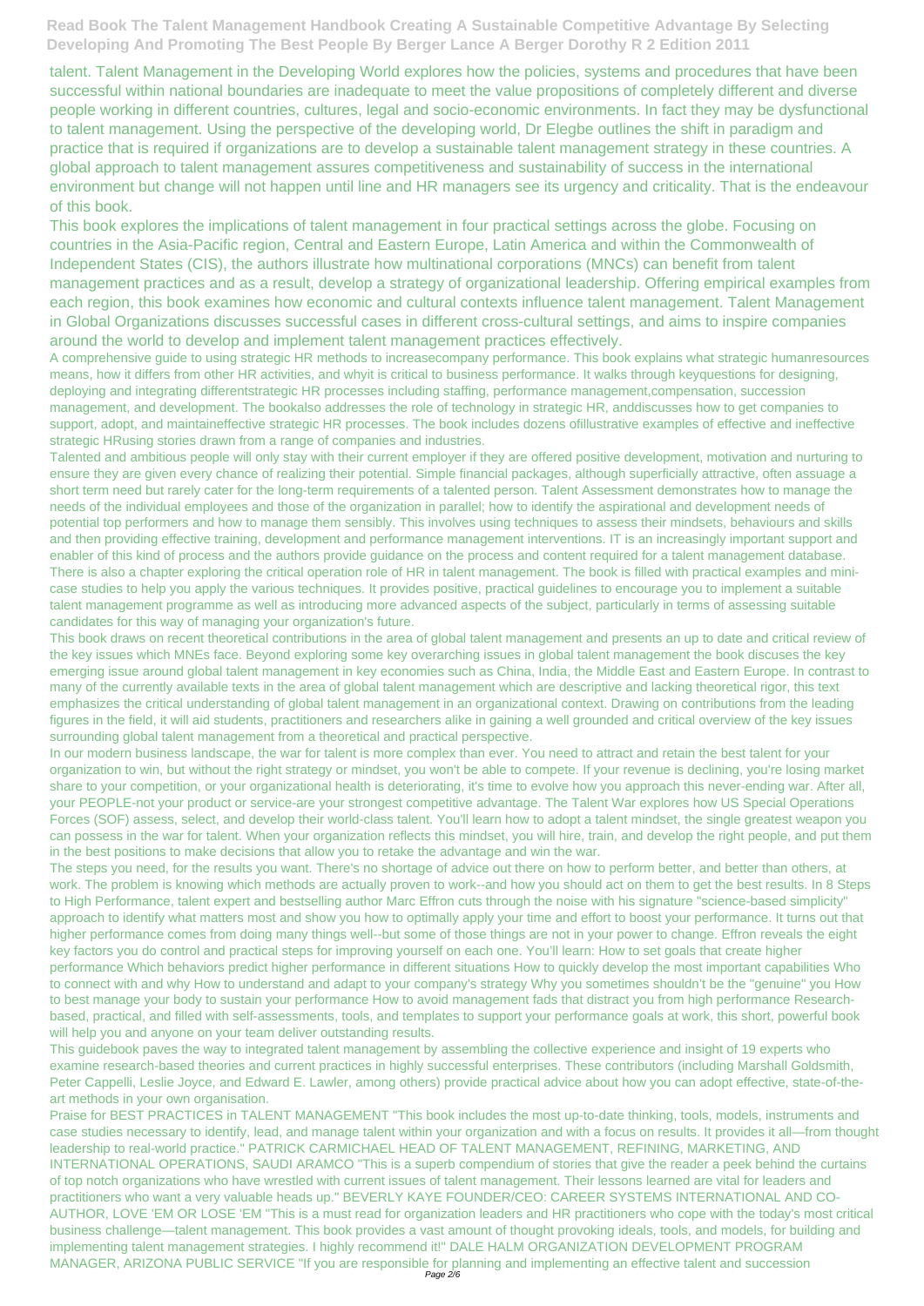talent. Talent Management in the Developing World explores how the policies, systems and procedures that have been successful within national boundaries are inadequate to meet the value propositions of completely different and diverse people working in different countries, cultures, legal and socio-economic environments. In fact they may be dysfunctional to talent management. Using the perspective of the developing world, Dr Elegbe outlines the shift in paradigm and practice that is required if organizations are to develop a sustainable talent management strategy in these countries. A global approach to talent management assures competitiveness and sustainability of success in the international environment but change will not happen until line and HR managers see its urgency and criticality. That is the endeavour of this book.

This book explores the implications of talent management in four practical settings across the globe. Focusing on countries in the Asia-Pacific region, Central and Eastern Europe, Latin America and within the Commonwealth of Independent States (CIS), the authors illustrate how multinational corporations (MNCs) can benefit from talent management practices and as a result, develop a strategy of organizational leadership. Offering empirical examples from each region, this book examines how economic and cultural contexts influence talent management. Talent Management in Global Organizations discusses successful cases in different cross-cultural settings, and aims to inspire companies around the world to develop and implement talent management practices effectively.

A comprehensive guide to using strategic HR methods to increasecompany performance. This book explains what strategic humanresources means, how it differs from other HR activities, and whyit is critical to business performance. It walks through keyquestions for designing, deploying and integrating differentstrategic HR processes including staffing, performance management,compensation, succession management, and development. The bookalso addresses the role of technology in strategic HR, anddiscusses how to get companies to support, adopt, and maintaineffective strategic HR processes. The book includes dozens ofillustrative examples of effective and ineffective strategic HRusing stories drawn from a range of companies and industries.

Talented and ambitious people will only stay with their current employer if they are offered positive development, motivation and nurturing to ensure they are given every chance of realizing their potential. Simple financial packages, although superficially attractive, often assuage a short term need but rarely cater for the long-term requirements of a talented person. Talent Assessment demonstrates how to manage the needs of the individual employees and those of the organization in parallel; how to identify the aspirational and development needs of potential top performers and how to manage them sensibly. This involves using techniques to assess their mindsets, behaviours and skills and then providing effective training, development and performance management interventions. IT is an increasingly important support and enabler of this kind of process and the authors provide guidance on the process and content required for a talent management database. There is also a chapter exploring the critical operation role of HR in talent management. The book is filled with practical examples and mini-case studies to help you apply the various techniques. It provides positive, practical guidelines to encourage you to implement a suitable talent management programme as well as introducing more advanced aspects of the subject, particularly in terms of assessing suitable candidates for this way of managing your organization's future.

This book draws on recent theoretical contributions in the area of global talent management and presents an up to date and critical review of the key issues which MNEs face. Beyond exploring some key overarching issues in global talent management the book discuses the key emerging issue around global talent management in key economies such as China, India, the Middle East and Eastern Europe. In contrast to many of the currently available texts in the area of global talent management which are descriptive and lacking theoretical rigor, this text emphasizes the critical understanding of global talent management in an organizational context. Drawing on contributions from the leading figures in the field, it will aid students, practitioners and researchers alike in gaining a well grounded and critical overview of the key issues surrounding global talent management from a theoretical and practical perspective.

In our modern business landscape, the war for talent is more complex than ever. You need to attract and retain the best talent for your organization to win, but without the right strategy or mindset, you won't be able to compete. If your revenue is declining, you're losing market share to your competition, or your organizational health is deteriorating, it's time to evolve how you approach this never-ending war. After all, your PEOPLE-not your product or service-are your strongest competitive advantage. The Talent War explores how US Special Operations Forces (SOF) assess, select, and develop their world-class talent. You'll learn how to adopt a talent mindset, the single greatest weapon you can possess in the war for talent. When your organization reflects this mindset, you will hire, train, and develop the right people, and put them in the best positions to make decisions that allow you to retake the advantage and win the war.

The steps you need, for the results you want. There's no shortage of advice out there on how to perform better, and better than others, at work. The problem is knowing which methods are actually proven to work--and how you should act on them to get the best results. In 8 Steps to High Performance, talent expert and bestselling author Marc Effron cuts through the noise with his signature "science-based simplicity" approach to identify what matters most and show you how to optimally apply your time and effort to boost your performance. It turns out that higher performance comes from doing many things well--but some of those things are not in your power to change. Effron reveals the eight key factors you do control and practical steps for improving yourself on each one. You'll learn: How to set goals that create higher performance Which behaviors predict higher performance in different situations How to quickly develop the most important capabilities Who to connect with and why How to understand and adapt to your company's strategy Why you sometimes shouldn't be the "genuine" you How to best manage your body to sustain your performance How to avoid management fads that distract you from high performance Research-based, practical, and filled with self-assessments, tools, and templates to support your performance goals at work, this short, powerful book will help you and anyone on your team deliver outstanding results.

This guidebook paves the way to integrated talent management by assembling the collective experience and insight of 19 experts who examine research-based theories and current practices in highly successful enterprises. These contributors (including Marshall Goldsmith, Peter Cappelli, Leslie Joyce, and Edward E. Lawler, among others) provide practical advice about how you can adopt effective, state-of-the-art methods in your own organisation.

Praise for BEST PRACTICES in TALENT MANAGEMENT "This book includes the most up-to-date thinking, tools, models, instruments and case studies necessary to identify, lead, and manage talent within your organization and with a focus on results. It provides it all—from thought leadership to real-world practice." PATRICK CARMICHAEL HEAD OF TALENT MANAGEMENT, REFINING, MARKETING, AND INTERNATIONAL OPERATIONS, SAUDI ARAMCO "This is a superb compendium of stories that give the reader a peek behind the curtains of top notch organizations who have wrestled with current issues of talent management. Their lessons learned are vital for leaders and practitioners who want a very valuable heads up." BEVERLY KAYE FOUNDER/CEO: CAREER SYSTEMS INTERNATIONAL AND CO-AUTHOR, LOVE 'EM OR LOSE 'EM "This is a must read for organization leaders and HR practitioners who cope with the today's most critical business challenge—talent management. This book provides a vast amount of thought provoking ideals, tools, and models, for building and implementing talent management strategies. I highly recommend it!" DALE HALM ORGANIZATION DEVELOPMENT PROGRAM MANAGER, ARIZONA PUBLIC SERVICE "If you are responsible for planning and implementing an effective talent and succession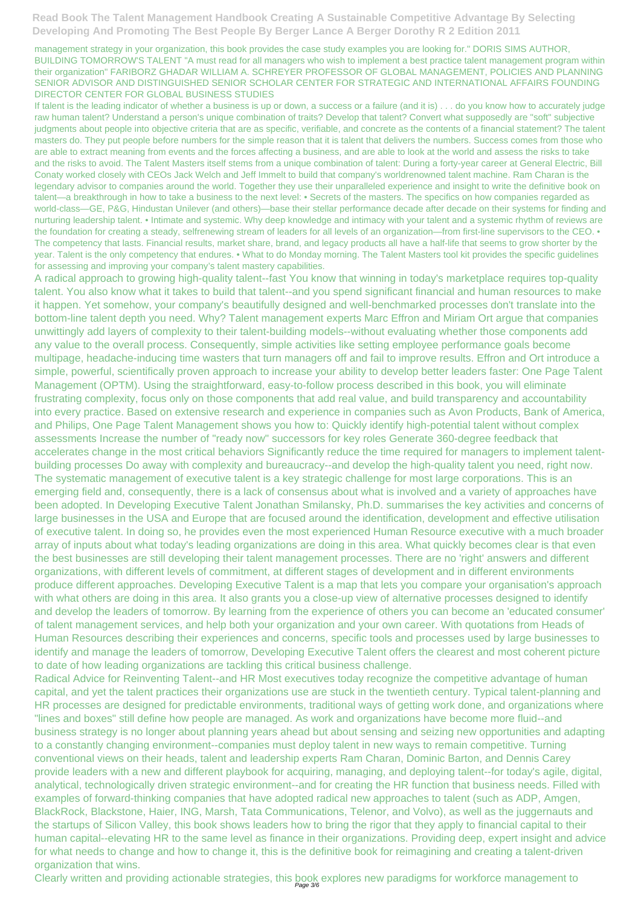management strategy in your organization, this book provides the case study examples you are looking for." DORIS SIMS AUTHOR, BUILDING TOMORROW'S TALENT "A must read for all managers who wish to implement a best practice talent management program within their organization" FARIBORZ GHADAR WILLIAM A. SCHREYER PROFESSOR OF GLOBAL MANAGEMENT, POLICIES AND PLANNING SENIOR ADVISOR AND DISTINGUISHED SENIOR SCHOLAR CENTER FOR STRATEGIC AND INTERNATIONAL AFFAIRS FOUNDING DIRECTOR CENTER FOR GLOBAL BUSINESS STUDIES

If talent is the leading indicator of whether a business is up or down, a success or a failure (and it is) . . . do you know how to accurately judge raw human talent? Understand a person's unique combination of traits? Develop that talent? Convert what supposedly are "soft" subjective judgments about people into objective criteria that are as specific, verifiable, and concrete as the contents of a financial statement? The talent masters do. They put people before numbers for the simple reason that it is talent that delivers the numbers. Success comes from those who are able to extract meaning from events and the forces affecting a business, and are able to look at the world and assess the risks to take and the risks to avoid. The Talent Masters itself stems from a unique combination of talent: During a forty-year career at General Electric, Bill Conaty worked closely with CEOs Jack Welch and Jeff Immelt to build that company's worldrenowned talent machine. Ram Charan is the legendary advisor to companies around the world. Together they use their unparalleled experience and insight to write the definitive book on talent—a breakthrough in how to take a business to the next level: • Secrets of the masters. The specifics on how companies regarded as world-class—GE, P&G, Hindustan Unilever (and others)—base their stellar performance decade after decade on their systems for finding and nurturing leadership talent. • Intimate and systemic. Why deep knowledge and intimacy with your talent and a systemic rhythm of reviews are the foundation for creating a steady, selfrenewing stream of leaders for all levels of an organization—from first-line supervisors to the CEO. • The competency that lasts. Financial results, market share, brand, and legacy products all have a half-life that seems to grow shorter by the year. Talent is the only competency that endures. • What to do Monday morning. The Talent Masters tool kit provides the specific guidelines for assessing and improving your company's talent mastery capabilities.

A radical approach to growing high-quality talent--fast You know that winning in today's marketplace requires top-quality talent. You also know what it takes to build that talent--and you spend significant financial and human resources to make it happen. Yet somehow, your company's beautifully designed and well-benchmarked processes don't translate into the bottom-line talent depth you need. Why? Talent management experts Marc Effron and Miriam Ort argue that companies unwittingly add layers of complexity to their talent-building models--without evaluating whether those components add any value to the overall process. Consequently, simple activities like setting employee performance goals become multipage, headache-inducing time wasters that turn managers off and fail to improve results. Effron and Ort introduce a simple, powerful, scientifically proven approach to increase your ability to develop better leaders faster: One Page Talent Management (OPTM). Using the straightforward, easy-to-follow process described in this book, you will eliminate frustrating complexity, focus only on those components that add real value, and build transparency and accountability into every practice. Based on extensive research and experience in companies such as Avon Products, Bank of America, and Philips, One Page Talent Management shows you how to: Quickly identify high-potential talent without complex assessments Increase the number of "ready now" successors for key roles Generate 360-degree feedback that accelerates change in the most critical behaviors Significantly reduce the time required for managers to implement talent-building processes Do away with complexity and bureaucracy--and develop the high-quality talent you need, right now.

The systematic management of executive talent is a key strategic challenge for most large corporations. This is an emerging field and, consequently, there is a lack of consensus about what is involved and a variety of approaches have been adopted. In Developing Executive Talent Jonathan Smilansky, Ph.D. summarises the key activities and concerns of large businesses in the USA and Europe that are focused around the identification, development and effective utilisation of executive talent. In doing so, he provides even the most experienced Human Resource executive with a much broader array of inputs about what today's leading organizations are doing in this area. What quickly becomes clear is that even the best businesses are still developing their talent management processes. There are no 'right' answers and different organizations, with different levels of commitment, at different stages of development and in different environments produce different approaches. Developing Executive Talent is a map that lets you compare your organisation's approach with what others are doing in this area. It also grants you a close-up view of alternative processes designed to identify and develop the leaders of tomorrow. By learning from the experience of others you can become an 'educated consumer' of talent management services, and help both your organization and your own career. With quotations from Heads of Human Resources describing their experiences and concerns, specific tools and processes used by large businesses to identify and manage the leaders of tomorrow, Developing Executive Talent offers the clearest and most coherent picture to date of how leading organizations are tackling this critical business challenge.

Radical Advice for Reinventing Talent--and HR Most executives today recognize the competitive advantage of human capital, and yet the talent practices their organizations use are stuck in the twentieth century. Typical talent-planning and HR processes are designed for predictable environments, traditional ways of getting work done, and organizations where "lines and boxes" still define how people are managed. As work and organizations have become more fluid--and business strategy is no longer about planning years ahead but about sensing and seizing new opportunities and adapting to a constantly changing environment--companies must deploy talent in new ways to remain competitive. Turning conventional views on their heads, talent and leadership experts Ram Charan, Dominic Barton, and Dennis Carey provide leaders with a new and different playbook for acquiring, managing, and deploying talent--for today's agile, digital, analytical, technologically driven strategic environment--and for creating the HR function that business needs. Filled with examples of forward-thinking companies that have adopted radical new approaches to talent (such as ADP, Amgen, BlackRock, Blackstone, Haier, ING, Marsh, Tata Communications, Telenor, and Volvo), as well as the juggernauts and the startups of Silicon Valley, this book shows leaders how to bring the rigor that they apply to financial capital to their human capital--elevating HR to the same level as finance in their organizations. Providing deep, expert insight and advice for what needs to change and how to change it, this is the definitive book for reimagining and creating a talent-driven organization that wins.

Clearly written and providing actionable strategies, this book explores new paradigms for workforce management to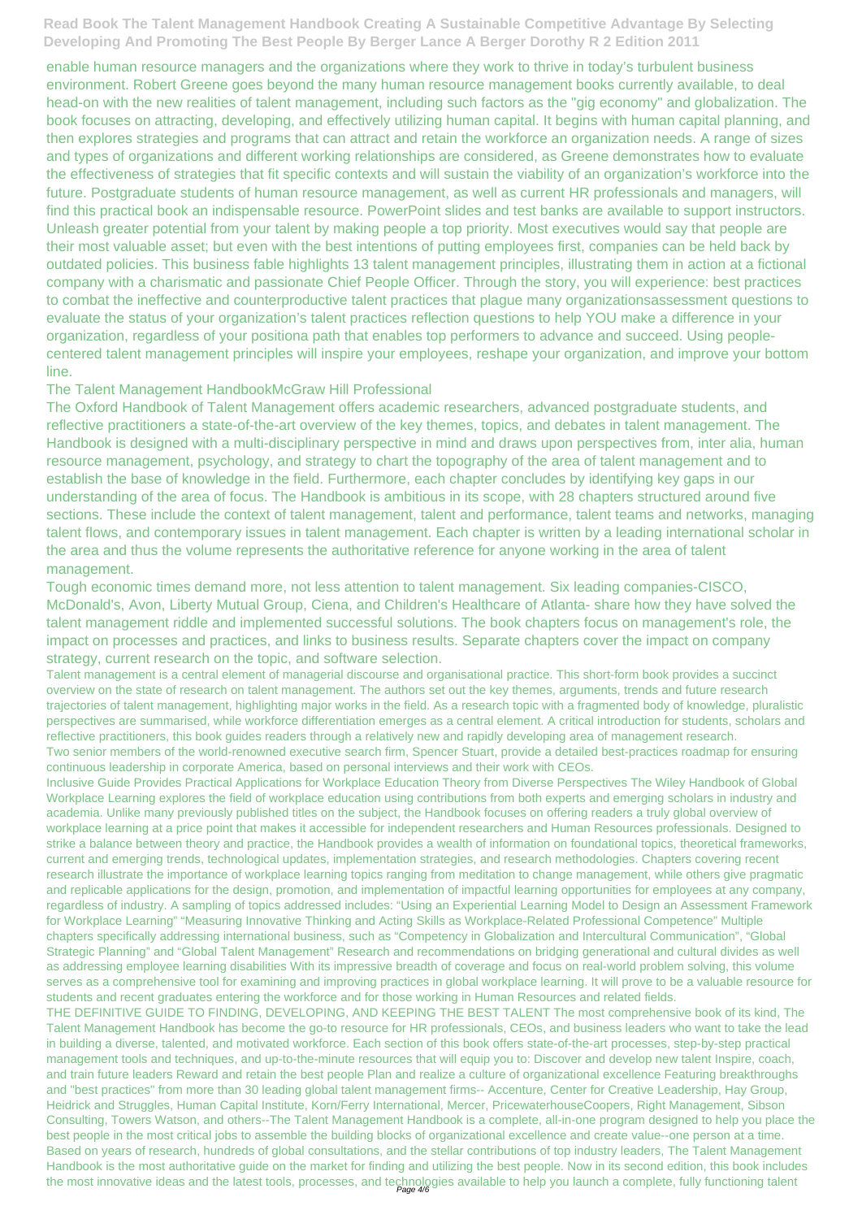enable human resource managers and the organizations where they work to thrive in today's turbulent business environment. Robert Greene goes beyond the many human resource management books currently available, to deal head-on with the new realities of talent management, including such factors as the "gig economy" and globalization. The book focuses on attracting, developing, and effectively utilizing human capital. It begins with human capital planning, and then explores strategies and programs that can attract and retain the workforce an organization needs. A range of sizes and types of organizations and different working relationships are considered, as Greene demonstrates how to evaluate the effectiveness of strategies that fit specific contexts and will sustain the viability of an organization's workforce into the future. Postgraduate students of human resource management, as well as current HR professionals and managers, will find this practical book an indispensable resource. PowerPoint slides and test banks are available to support instructors. Unleash greater potential from your talent by making people a top priority. Most executives would say that people are their most valuable asset; but even with the best intentions of putting employees first, companies can be held back by outdated policies. This business fable highlights 13 talent management principles, illustrating them in action at a fictional company with a charismatic and passionate Chief People Officer. Through the story, you will experience: best practices to combat the ineffective and counterproductive talent practices that plague many organizationsassessment questions to evaluate the status of your organization's talent practices reflection questions to help YOU make a difference in your organization, regardless of your positiona path that enables top performers to advance and succeed. Using people-centered talent management principles will inspire your employees, reshape your organization, and improve your bottom line.

The Talent Management HandbookMcGraw Hill Professional

The Oxford Handbook of Talent Management offers academic researchers, advanced postgraduate students, and reflective practitioners a state-of-the-art overview of the key themes, topics, and debates in talent management. The Handbook is designed with a multi-disciplinary perspective in mind and draws upon perspectives from, inter alia, human resource management, psychology, and strategy to chart the topography of the area of talent management and to establish the base of knowledge in the field. Furthermore, each chapter concludes by identifying key gaps in our understanding of the area of focus. The Handbook is ambitious in its scope, with 28 chapters structured around five sections. These include the context of talent management, talent and performance, talent teams and networks, managing talent flows, and contemporary issues in talent management. Each chapter is written by a leading international scholar in the area and thus the volume represents the authoritative reference for anyone working in the area of talent management.

Tough economic times demand more, not less attention to talent management. Six leading companies-CISCO, McDonald's, Avon, Liberty Mutual Group, Ciena, and Children's Healthcare of Atlanta- share how they have solved the talent management riddle and implemented successful solutions. The book chapters focus on management's role, the impact on processes and practices, and links to business results. Separate chapters cover the impact on company strategy, current research on the topic, and software selection.

Talent management is a central element of managerial discourse and organisational practice. This short-form book provides a succinct overview on the state of research on talent management. The authors set out the key themes, arguments, trends and future research trajectories of talent management, highlighting major works in the field. As a research topic with a fragmented body of knowledge, pluralistic perspectives are summarised, while workforce differentiation emerges as a central element. A critical introduction for students, scholars and reflective practitioners, this book guides readers through a relatively new and rapidly developing area of management research.

Two senior members of the world-renowned executive search firm, Spencer Stuart, provide a detailed best-practices roadmap for ensuring continuous leadership in corporate America, based on personal interviews and their work with CEOs.

Inclusive Guide Provides Practical Applications for Workplace Education Theory from Diverse Perspectives The Wiley Handbook of Global Workplace Learning explores the field of workplace education using contributions from both experts and emerging scholars in industry and academia. Unlike many previously published titles on the subject, the Handbook focuses on offering readers a truly global overview of workplace learning at a price point that makes it accessible for independent researchers and Human Resources professionals. Designed to strike a balance between theory and practice, the Handbook provides a wealth of information on foundational topics, theoretical frameworks, current and emerging trends, technological updates, implementation strategies, and research methodologies. Chapters covering recent research illustrate the importance of workplace learning topics ranging from meditation to change management, while others give pragmatic and replicable applications for the design, promotion, and implementation of impactful learning opportunities for employees at any company, regardless of industry. A sampling of topics addressed includes: "Using an Experiential Learning Model to Design an Assessment Framework for Workplace Learning" "Measuring Innovative Thinking and Acting Skills as Workplace-Related Professional Competence" Multiple chapters specifically addressing international business, such as "Competency in Globalization and Intercultural Communication", "Global Strategic Planning" and "Global Talent Management" Research and recommendations on bridging generational and cultural divides as well as addressing employee learning disabilities With its impressive breadth of coverage and focus on real-world problem solving, this volume serves as a comprehensive tool for examining and improving practices in global workplace learning. It will prove to be a valuable resource for students and recent graduates entering the workforce and for those working in Human Resources and related fields.

THE DEFINITIVE GUIDE TO FINDING, DEVELOPING, AND KEEPING THE BEST TALENT The most comprehensive book of its kind, The Talent Management Handbook has become the go-to resource for HR professionals, CEOs, and business leaders who want to take the lead in building a diverse, talented, and motivated workforce. Each section of this book offers state-of-the-art processes, step-by-step practical management tools and techniques, and up-to-the-minute resources that will equip you to: Discover and develop new talent Inspire, coach, and train future leaders Reward and retain the best people Plan and realize a culture of organizational excellence Featuring breakthroughs and "best practices" from more than 30 leading global talent management firms-- Accenture, Center for Creative Leadership, Hay Group, Heidrick and Struggles, Human Capital Institute, Korn/Ferry International, Mercer, PricewaterhouseCoopers, Right Management, Sibson Consulting, Towers Watson, and others--The Talent Management Handbook is a complete, all-in-one program designed to help you place the best people in the most critical jobs to assemble the building blocks of organizational excellence and create value--one person at a time. Based on years of research, hundreds of global consultations, and the stellar contributions of top industry leaders, The Talent Management Handbook is the most authoritative guide on the market for finding and utilizing the best people. Now in its second edition, this book includes the most innovative ideas and the latest tools, processes, and technologies available to help you launch a complete, fully functioning talent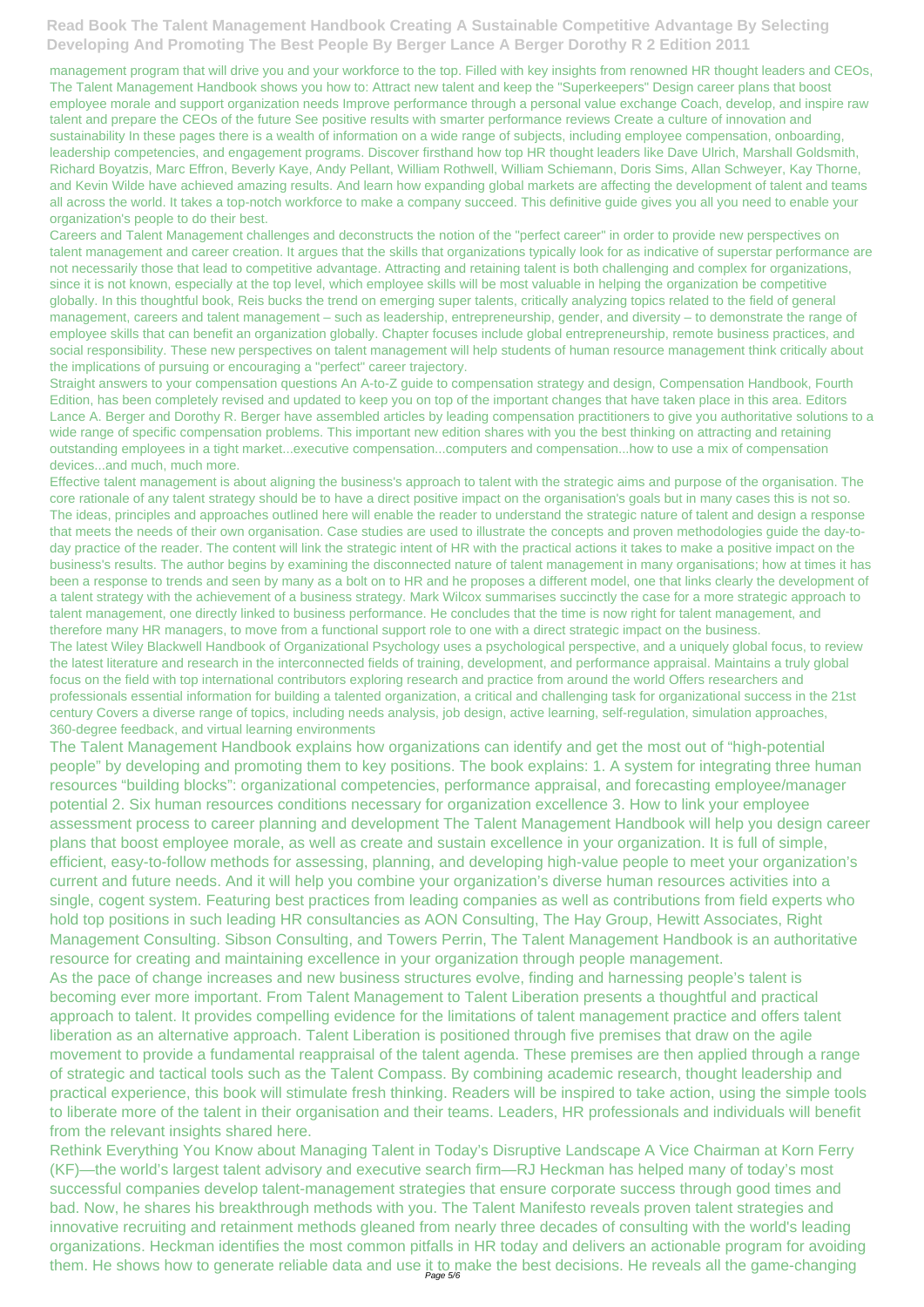management program that will drive you and your workforce to the top. Filled with key insights from renowned HR thought leaders and CEOs, The Talent Management Handbook shows you how to: Attract new talent and keep the "Superkeepers" Design career plans that boost employee morale and support organization needs Improve performance through a personal value exchange Coach, develop, and inspire raw talent and prepare the CEOs of the future See positive results with smarter performance reviews Create a culture of innovation and sustainability In these pages there is a wealth of information on a wide range of subjects, including employee compensation, onboarding, leadership competencies, and engagement programs. Discover firsthand how top HR thought leaders like Dave Ulrich, Marshall Goldsmith, Richard Boyatzis, Marc Effron, Beverly Kaye, Andy Pellant, William Rothwell, William Schiemann, Doris Sims, Allan Schweyer, Kay Thorne, and Kevin Wilde have achieved amazing results. And learn how expanding global markets are affecting the development of talent and teams all across the world. It takes a top-notch workforce to make a company succeed. This definitive guide gives you all you need to enable your organization's people to do their best.

Careers and Talent Management challenges and deconstructs the notion of the "perfect career" in order to provide new perspectives on talent management and career creation. It argues that the skills that organizations typically look for as indicative of superstar performance are not necessarily those that lead to competitive advantage. Attracting and retaining talent is both challenging and complex for organizations, since it is not known, especially at the top level, which employee skills will be most valuable in helping the organization be competitive globally. In this thoughtful book, Reis bucks the trend on emerging super talents, critically analyzing topics related to the field of general management, careers and talent management – such as leadership, entrepreneurship, gender, and diversity – to demonstrate the range of employee skills that can benefit an organization globally. Chapter focuses include global entrepreneurship, remote business practices, and social responsibility. These new perspectives on talent management will help students of human resource management think critically about the implications of pursuing or encouraging a "perfect" career trajectory.

Straight answers to your compensation questions An A-to-Z guide to compensation strategy and design, Compensation Handbook, Fourth Edition, has been completely revised and updated to keep you on top of the important changes that have taken place in this area. Editors Lance A. Berger and Dorothy R. Berger have assembled articles by leading compensation practitioners to give you authoritative solutions to a wide range of specific compensation problems. This important new edition shares with you the best thinking on attracting and retaining outstanding employees in a tight market...executive compensation...computers and compensation...how to use a mix of compensation devices...and much, much more.

Effective talent management is about aligning the business's approach to talent with the strategic aims and purpose of the organisation. The core rationale of any talent strategy should be to have a direct positive impact on the organisation's goals but in many cases this is not so. The ideas, principles and approaches outlined here will enable the reader to understand the strategic nature of talent and design a response that meets the needs of their own organisation. Case studies are used to illustrate the concepts and proven methodologies guide the day-to-day practice of the reader. The content will link the strategic intent of HR with the practical actions it takes to make a positive impact on the business's results. The author begins by examining the disconnected nature of talent management in many organisations; how at times it has been a response to trends and seen by many as a bolt on to HR and he proposes a different model, one that links clearly the development of a talent strategy with the achievement of a business strategy. Mark Wilcox summarises succinctly the case for a more strategic approach to talent management, one directly linked to business performance. He concludes that the time is now right for talent management, and therefore many HR managers, to move from a functional support role to one with a direct strategic impact on the business.

The latest Wiley Blackwell Handbook of Organizational Psychology uses a psychological perspective, and a uniquely global focus, to review the latest literature and research in the interconnected fields of training, development, and performance appraisal. Maintains a truly global focus on the field with top international contributors exploring research and practice from around the world Offers researchers and professionals essential information for building a talented organization, a critical and challenging task for organizational success in the 21st century Covers a diverse range of topics, including needs analysis, job design, active learning, self-regulation, simulation approaches, 360-degree feedback, and virtual learning environments

The Talent Management Handbook explains how organizations can identify and get the most out of "high-potential people" by developing and promoting them to key positions. The book explains: 1. A system for integrating three human resources "building blocks": organizational competencies, performance appraisal, and forecasting employee/manager potential 2. Six human resources conditions necessary for organization excellence 3. How to link your employee assessment process to career planning and development The Talent Management Handbook will help you design career plans that boost employee morale, as well as create and sustain excellence in your organization. It is full of simple, efficient, easy-to-follow methods for assessing, planning, and developing high-value people to meet your organization's current and future needs. And it will help you combine your organization's diverse human resources activities into a single, cogent system. Featuring best practices from leading companies as well as contributions from field experts who hold top positions in such leading HR consultancies as AON Consulting, The Hay Group, Hewitt Associates, Right Management Consulting. Sibson Consulting, and Towers Perrin, The Talent Management Handbook is an authoritative resource for creating and maintaining excellence in your organization through people management.

As the pace of change increases and new business structures evolve, finding and harnessing people's talent is becoming ever more important. From Talent Management to Talent Liberation presents a thoughtful and practical approach to talent. It provides compelling evidence for the limitations of talent management practice and offers talent liberation as an alternative approach. Talent Liberation is positioned through five premises that draw on the agile movement to provide a fundamental reappraisal of the talent agenda. These premises are then applied through a range of strategic and tactical tools such as the Talent Compass. By combining academic research, thought leadership and practical experience, this book will stimulate fresh thinking. Readers will be inspired to take action, using the simple tools to liberate more of the talent in their organisation and their teams. Leaders, HR professionals and individuals will benefit from the relevant insights shared here.

Rethink Everything You Know about Managing Talent in Today's Disruptive Landscape A Vice Chairman at Korn Ferry (KF)—the world's largest talent advisory and executive search firm—RJ Heckman has helped many of today's most successful companies develop talent-management strategies that ensure corporate success through good times and bad. Now, he shares his breakthrough methods with you. The Talent Manifesto reveals proven talent strategies and innovative recruiting and retainment methods gleaned from nearly three decades of consulting with the world's leading organizations. Heckman identifies the most common pitfalls in HR today and delivers an actionable program for avoiding them. He shows how to generate reliable data and use it to make the best decisions. He reveals all the game-changing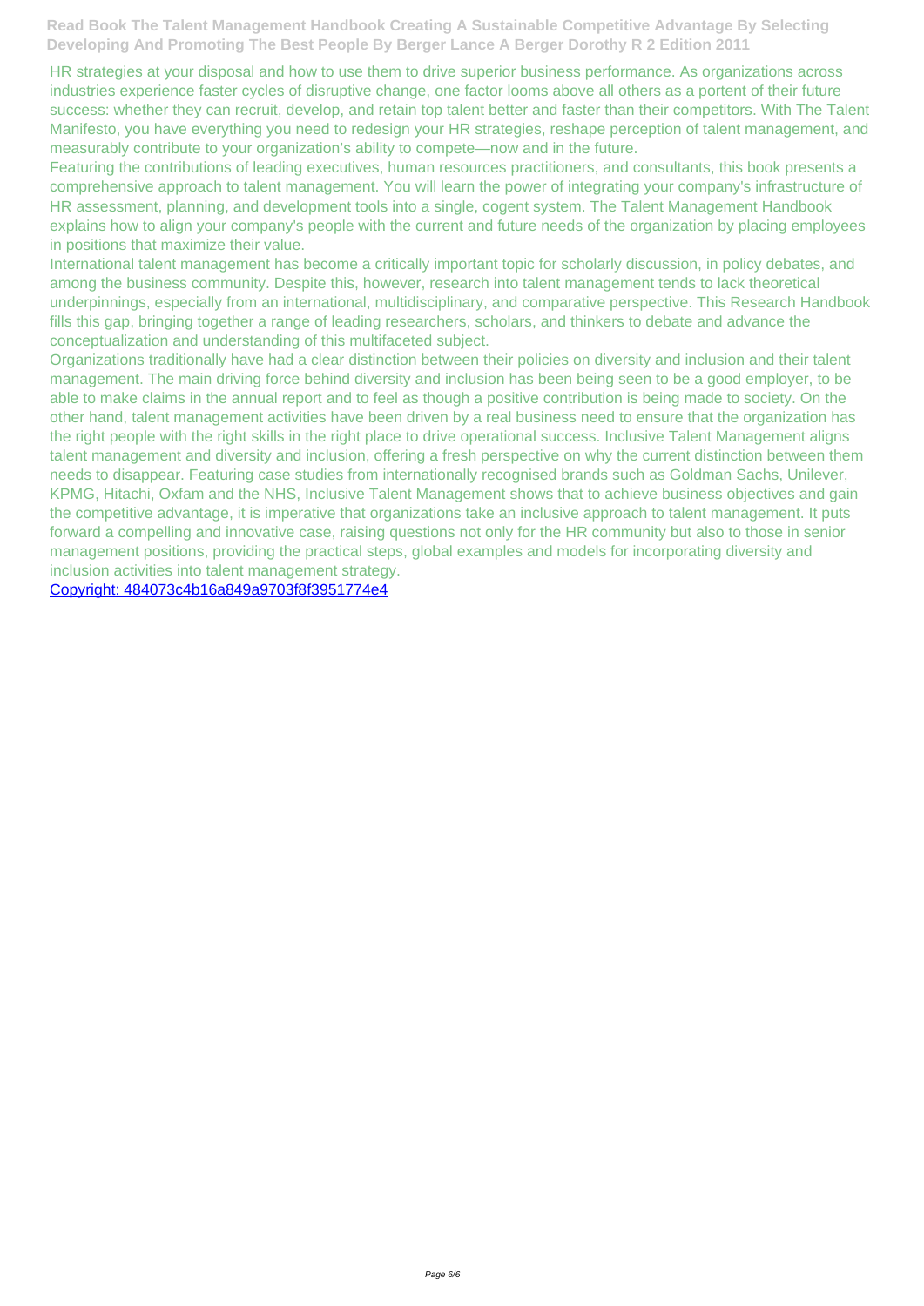HR strategies at your disposal and how to use them to drive superior business performance. As organizations across industries experience faster cycles of disruptive change, one factor looms above all others as a portent of their future success: whether they can recruit, develop, and retain top talent better and faster than their competitors. With The Talent Manifesto, you have everything you need to redesign your HR strategies, reshape perception of talent management, and measurably contribute to your organization's ability to compete—now and in the future.

Featuring the contributions of leading executives, human resources practitioners, and consultants, this book presents a comprehensive approach to talent management. You will learn the power of integrating your company's infrastructure of HR assessment, planning, and development tools into a single, cogent system. The Talent Management Handbook explains how to align your company's people with the current and future needs of the organization by placing employees in positions that maximize their value.

International talent management has become a critically important topic for scholarly discussion, in policy debates, and among the business community. Despite this, however, research into talent management tends to lack theoretical underpinnings, especially from an international, multidisciplinary, and comparative perspective. This Research Handbook fills this gap, bringing together a range of leading researchers, scholars, and thinkers to debate and advance the conceptualization and understanding of this multifaceted subject.

Organizations traditionally have had a clear distinction between their policies on diversity and inclusion and their talent management. The main driving force behind diversity and inclusion has been being seen to be a good employer, to be able to make claims in the annual report and to feel as though a positive contribution is being made to society. On the other hand, talent management activities have been driven by a real business need to ensure that the organization has the right people with the right skills in the right place to drive operational success. Inclusive Talent Management aligns talent management and diversity and inclusion, offering a fresh perspective on why the current distinction between them needs to disappear. Featuring case studies from internationally recognised brands such as Goldman Sachs, Unilever, KPMG, Hitachi, Oxfam and the NHS, Inclusive Talent Management shows that to achieve business objectives and gain the competitive advantage, it is imperative that organizations take an inclusive approach to talent management. It puts forward a compelling and innovative case, raising questions not only for the HR community but also to those in senior management positions, providing the practical steps, global examples and models for incorporating diversity and inclusion activities into talent management strategy.

Copyright: 484073c4b16a849a9703f8f3951774e4